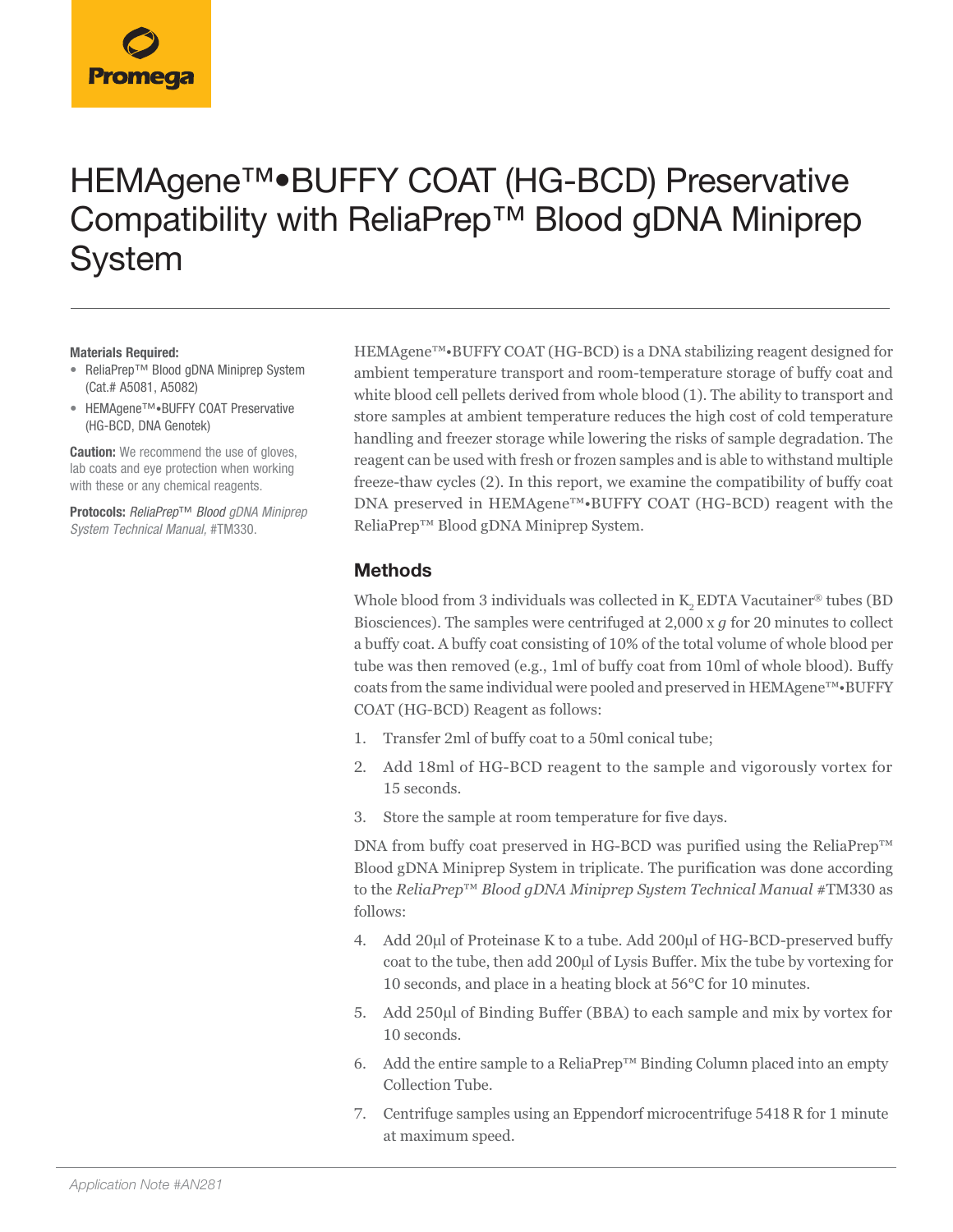# HEMAgene™•BUFFY COAT (HG-BCD) Preservative Compatibility with ReliaPrep™ Blood gDNA Miniprep System

**Materials Required:**

- ReliaPrep™ Blood gDNA Miniprep System (Cat.# A5081, A5082)
- HEMAgene™•BUFFY COAT Preservative (HG-BCD, DNA Genotek)

**Caution:** We recommend the use of gloves, lab coats and eye protection when working with these or any chemical reagents.

**Protocols:** *ReliaPrep™ Blood gDNA Miniprep System Technical Manual,* #TM330.

HEMAgene™•BUFFY COAT (HG-BCD) is a DNA stabilizing reagent designed for ambient temperature transport and room-temperature storage of buffy coat and white blood cell pellets derived from whole blood (1). The ability to transport and store samples at ambient temperature reduces the high cost of cold temperature handling and freezer storage while lowering the risks of sample degradation. The reagent can be used with fresh or frozen samples and is able to withstand multiple freeze-thaw cycles (2). In this report, we examine the compatibility of buffy coat DNA preserved in HEMAgene™•BUFFY COAT (HG-BCD) reagent with the ReliaPrep™ Blood gDNA Miniprep System.

## Methods

Whole blood from 3 individuals was collected in $K_2$ EDTA Vacutainer® tubes (BD Biosciences). The samples were centrifuged at 2,000 x *g* for 20 minutes to collect a buffy coat. A buffy coat consisting of 10% of the total volume of whole blood per tube was then removed (e.g., 1ml of buffy coat from 10ml of whole blood). Buffy coats from the same individual were pooled and preserved in HEMAgene™•BUFFY COAT (HG-BCD) Reagent as follows:

1. Transfer 2ml of buffy coat to a 50ml conical tube;
2. Add 18ml of HG-BCD reagent to the sample and vigorously vortex for 15 seconds.
3. Store the sample at room temperature for five days.

DNA from buffy coat preserved in HG-BCD was purified using the ReliaPrep™ Blood gDNA Miniprep System in triplicate. The purification was done according to the *ReliaPrep™ Blood gDNA Miniprep System Technical Manual* #TM330 as follows:

4. Add 20µl of Proteinase K to a tube. Add 200µl of HG-BCD-preserved buffy coat to the tube, then add 200µl of Lysis Buffer. Mix the tube by vortexing for 10 seconds, and place in a heating block at 56°C for 10 minutes.
5. Add 250µl of Binding Buffer (BBA) to each sample and mix by vortex for 10 seconds.
6. Add the entire sample to a ReliaPrep™ Binding Column placed into an empty Collection Tube.
7. Centrifuge samples using an Eppendorf microcentrifuge 5418 R for 1 minute at maximum speed.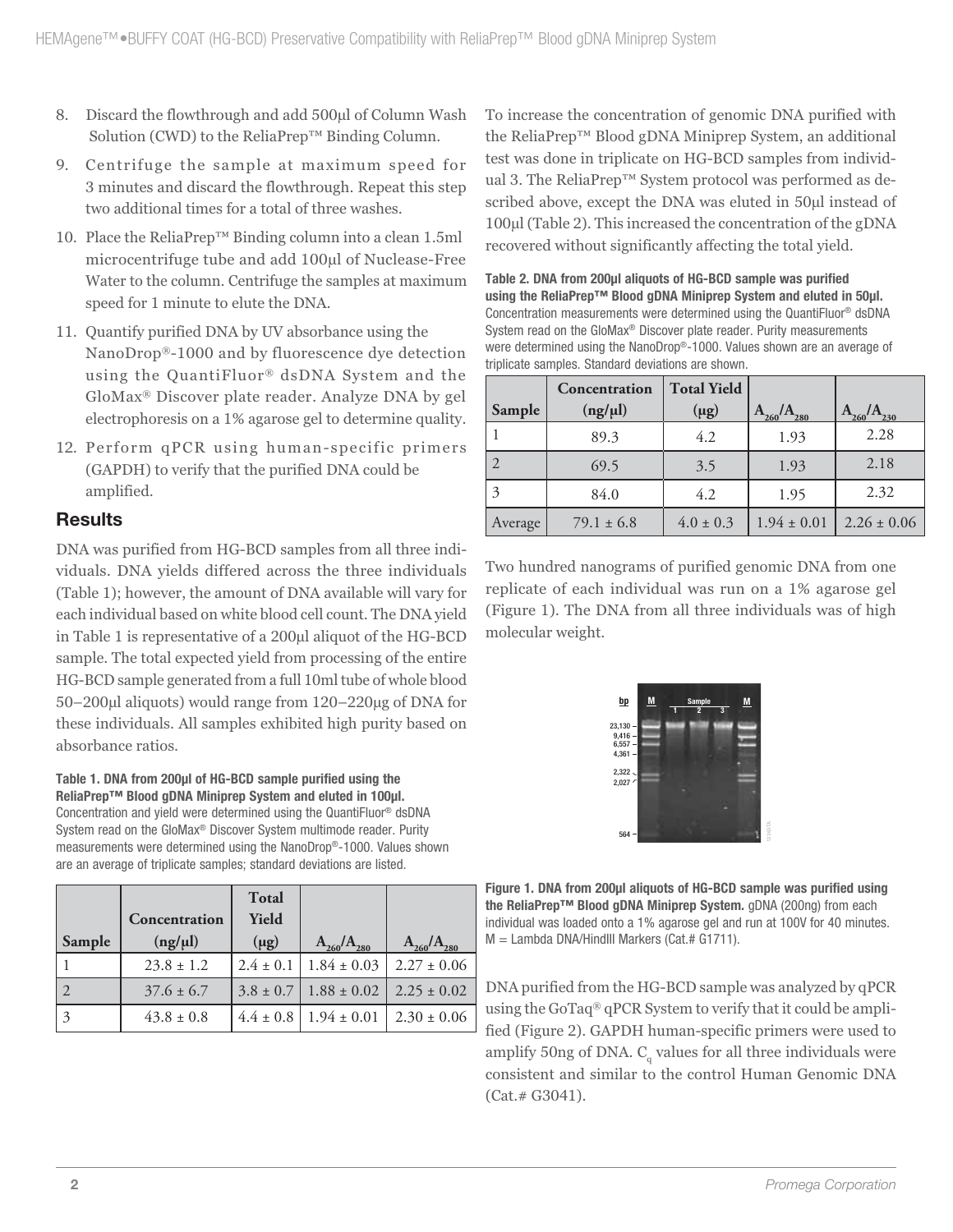8. Discard the flowthrough and add 500µl of Column Wash Solution (CWD) to the ReliaPrep™ Binding Column.
9. Centrifuge the sample at maximum speed for 3 minutes and discard the flowthrough. Repeat this step two additional times for a total of three washes.
10. Place the ReliaPrep™ Binding column into a clean 1.5ml microcentrifuge tube and add 100µl of Nuclease-Free Water to the column. Centrifuge the samples at maximum speed for 1 minute to elute the DNA.
11. Quantify purified DNA by UV absorbance using the NanoDrop®-1000 and by fluorescence dye detection using the QuantiFluor® dsDNA System and the GloMax® Discover plate reader. Analyze DNA by gel electrophoresis on a 1% agarose gel to determine quality.
12. Perform qPCR using human-specific primers (GAPDH) to verify that the purified DNA could be amplified.

## Results

DNA was purified from HG-BCD samples from all three individuals. DNA yields differed across the three individuals (Table 1); however, the amount of DNA available will vary for each individual based on white blood cell count. The DNA yield in Table 1 is representative of a 200µl aliquot of the HG-BCD sample. The total expected yield from processing of the entire HG-BCD sample generated from a full 10ml tube of whole blood 50–200µl aliquots) would range from 120–220µg of DNA for these individuals. All samples exhibited high purity based on absorbance ratios.

**Table 1. DNA from 200µl of HG-BCD sample purified using the ReliaPrep™ Blood gDNA Miniprep System and eluted in 100µl.** Concentration and yield were determined using the QuantiFluor® dsDNA System read on the GloMax® Discover System multimode reader. Purity measurements were determined using the NanoDrop®-1000. Values shown are an average of triplicate samples; standard deviations are listed.

| Sample | Concentration (ng/µl) | Total Yield (µg) | $A_{260}/A_{280}$ | $A_{260}/A_{280}$ |
|---|---|---|---|---|
| 1 | 23.8 ± 1.2 | 2.4 ± 0.1 | 1.84 ± 0.03 | 2.27 ± 0.06 |
| 2 | 37.6 ± 6.7 | 3.8 ± 0.7 | 1.88 ± 0.02 | 2.25 ± 0.02 |
| 3 | 43.8 ± 0.8 | 4.4 ± 0.8 | 1.94 ± 0.01 | 2.30 ± 0.06 |

To increase the concentration of genomic DNA purified with the ReliaPrep™ Blood gDNA Miniprep System, an additional test was done in triplicate on HG-BCD samples from individual 3. The ReliaPrep™ System protocol was performed as described above, except the DNA was eluted in 50µl instead of 100µl (Table 2). This increased the concentration of the gDNA recovered without significantly affecting the total yield.

**Table 2. DNA from 200µl aliquots of HG-BCD sample was purified using the ReliaPrep™ Blood gDNA Miniprep System and eluted in 50µl.** Concentration measurements were determined using the QuantiFluor® dsDNA System read on the GloMax® Discover plate reader. Purity measurements were determined using the NanoDrop®-1000. Values shown are an average of triplicate samples. Standard deviations are shown.

| Sample | Concentration (ng/µl) | Total Yield (µg) | $A_{260}/A_{280}$ | $A_{260}/A_{230}$ |
|---|---|---|---|---|
| 1 | 89.3 | 4.2 | 1.93 | 2.28 |
| 2 | 69.5 | 3.5 | 1.93 | 2.18 |
| 3 | 84.0 | 4.2 | 1.95 | 2.32 |
| Average | 79.1 ± 6.8 | 4.0 ± 0.3 | 1.94 ± 0.01 | 2.26 ± 0.06 |

Two hundred nanograms of purified genomic DNA from one replicate of each individual was run on a 1% agarose gel (Figure 1). The DNA from all three individuals was of high molecular weight.

**Figure 1. DNA from 200µl aliquots of HG-BCD sample was purified using the ReliaPrep™ Blood gDNA Miniprep System.** gDNA (200ng) from each individual was loaded onto a 1% agarose gel and run at 100V for 40 minutes. M = Lambda DNA/HindIII Markers (Cat.# G1711).

DNA purified from the HG-BCD sample was analyzed by qPCR using the GoTaq® qPCR System to verify that it could be amplified (Figure 2). GAPDH human-specific primers were used to amplify 50ng of DNA. $C_q$ values for all three individuals were consistent and similar to the control Human Genomic DNA (Cat.# G3041).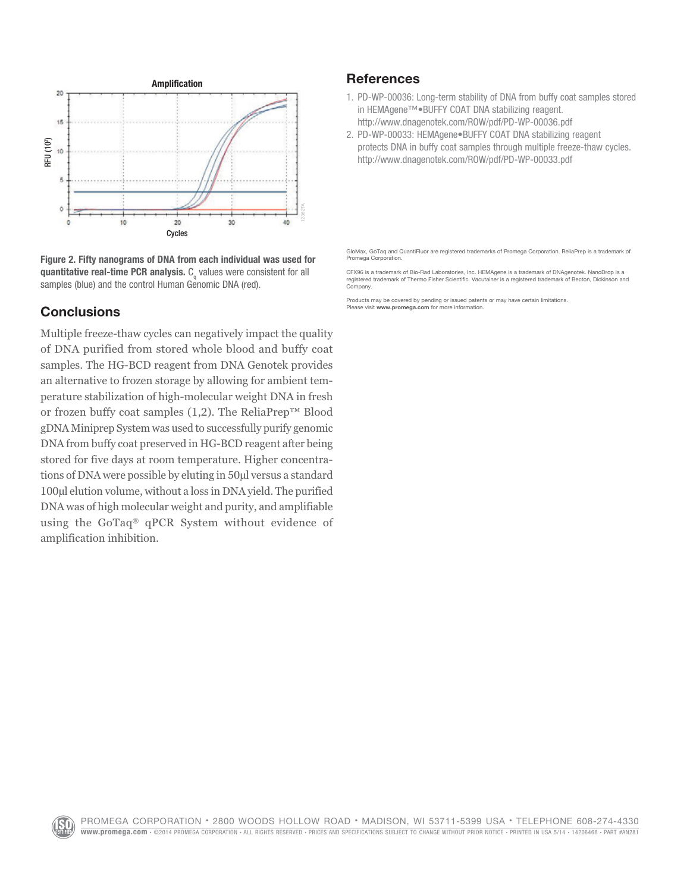Amplification

RFU (10³)

20

15

10

5

0

0 10 20 30 40

Cycles

12362TA

**Figure 2. Fifty nanograms of DNA from each individual was used for quantitative real-time PCR analysis.** $C_q$ values were consistent for all samples (blue) and the control Human Genomic DNA (red).

## Conclusions

Multiple freeze-thaw cycles can negatively impact the quality of DNA purified from stored whole blood and buffy coat samples. The HG-BCD reagent from DNA Genotek provides an alternative to frozen storage by allowing for ambient temperature stabilization of high-molecular weight DNA in fresh or frozen buffy coat samples (1,2). The ReliaPrep™ Blood gDNA Miniprep System was used to successfully purify genomic DNA from buffy coat preserved in HG-BCD reagent after being stored for five days at room temperature. Higher concentrations of DNA were possible by eluting in 50µl versus a standard 100µl elution volume, without a loss in DNA yield. The purified DNA was of high molecular weight and purity, and amplifiable using the GoTaq® qPCR System without evidence of amplification inhibition.

## References

1. PD-WP-00036: Long-term stability of DNA from buffy coat samples stored in HEMAgene™•BUFFY COAT DNA stabilizing reagent. http://www.dnagenotek.com/ROW/pdf/PD-WP-00036.pdf
2. PD-WP-00033: HEMAgene•BUFFY COAT DNA stabilizing reagent protects DNA in buffy coat samples through multiple freeze-thaw cycles. http://www.dnagenotek.com/ROW/pdf/PD-WP-00033.pdf

GloMax, GoTaq and QuantiFluor are registered trademarks of Promega Corporation. ReliaPrep is a trademark of Promega Corporation.

CFX96 is a trademark of Bio-Rad Laboratories, Inc. HEMAgene is a trademark of DNAgenotek. NanoDrop is a registered trademark of Thermo Fisher Scientific. Vacutainer is a registered trademark of Becton, Dickinson and Company.

Products may be covered by pending or issued patents or may have certain limitations. Please visit **www.promega.com** for more information.

PROMEGA CORPORATION • 2800 WOODS HOLLOW ROAD • MADISON, WI 53711-5399 USA • TELEPHONE 608-274-4330

**www.promega.com** • ©2014 PROMEGA CORPORATION • ALL RIGHTS RESERVED • PRICES AND SPECIFICATIONS SUBJECT TO CHANGE WITHOUT PRIOR NOTICE • PRINTED IN USA 5/14 • 14206466 • PART #AN281